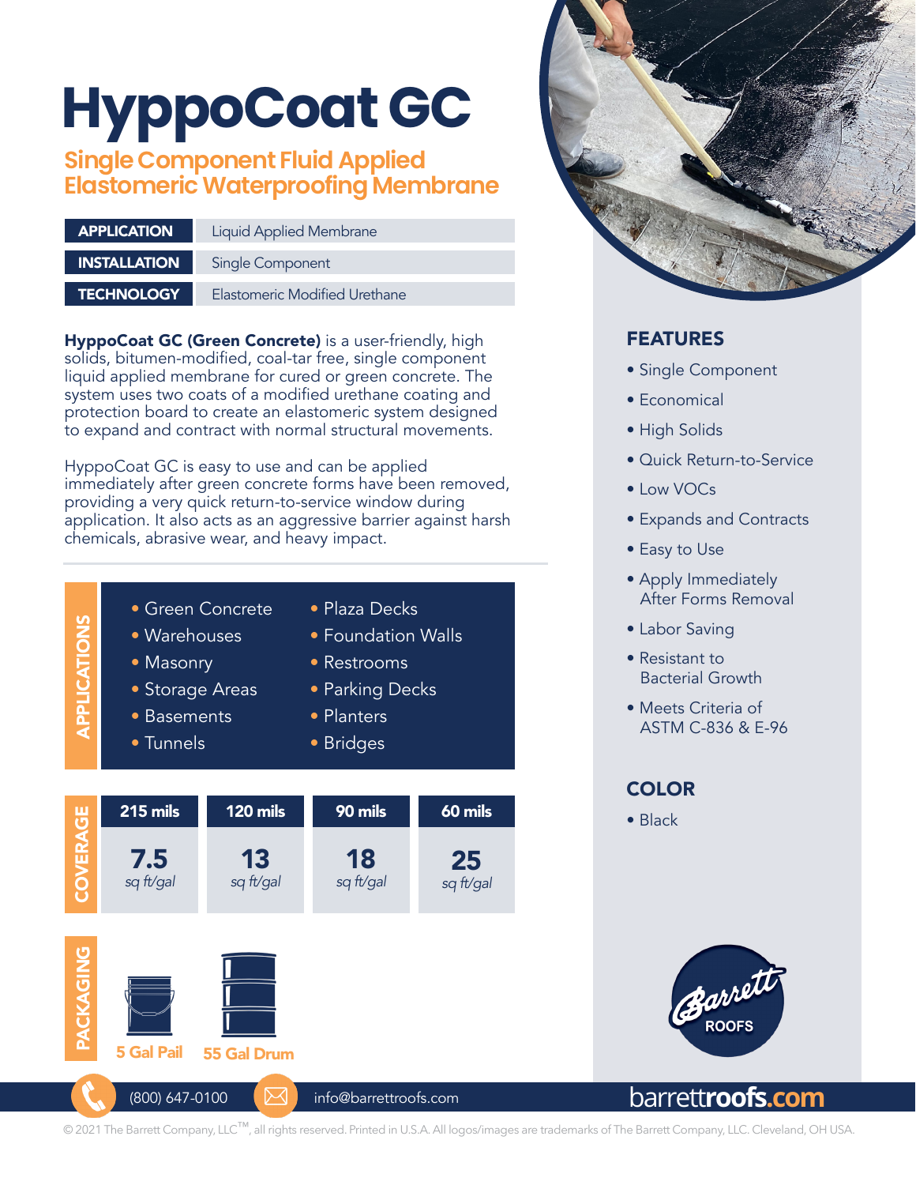# HyppoCoat GC

## Single Component Fluid Applied Elastomeric Waterproofing Membrane

| | |
|---|---|
| **APPLICATION** | Liquid Applied Membrane |
| **INSTALLATION** | Single Component |
| **TECHNOLOGY** | Elastomeric Modified Urethane |

**HyppoCoat GC (Green Concrete)** is a user-friendly, high solids, bitumen-modified, coal-tar free, single component liquid applied membrane for cured or green concrete. The system uses two coats of a modified urethane coating and protection board to create an elastomeric system designed to expand and contract with normal structural movements.

HyppoCoat GC is easy to use and can be applied immediately after green concrete forms have been removed, providing a very quick return-to-service window during application. It also acts as an aggressive barrier against harsh chemicals, abrasive wear, and heavy impact.

## APPLICATIONS

- Green Concrete
- Warehouses
- Masonry
- Storage Areas
- Basements
- Tunnels
- Plaza Decks
- Foundation Walls
- Restrooms
- Parking Decks
- Planters
- Bridges

## COVERAGE

| 215 mils | 120 mils | 90 mils | 60 mils |
|---|---|---|---|
| **7.5** *sq ft/gal* | **13** *sq ft/gal* | **18** *sq ft/gal* | **25** *sq ft/gal* |

## PACKAGING

- 5 Gal Pail
- 55 Gal Drum

## FEATURES

- Single Component
- Economical
- High Solids
- Quick Return-to-Service
- Low VOCs
- Expands and Contracts
- Easy to Use
- Apply Immediately After Forms Removal
- Labor Saving
- Resistant to Bacterial Growth
- Meets Criteria of ASTM C-836 & E-96

## COLOR

- Black

Barrett ROOFS

(800) 647-0100 info@barrettroofs.com barrettroofs.com

© 2021 The Barrett Company, LLC™, all rights reserved. Printed in U.S.A. All logos/images are trademarks of The Barrett Company, LLC. Cleveland, OH USA.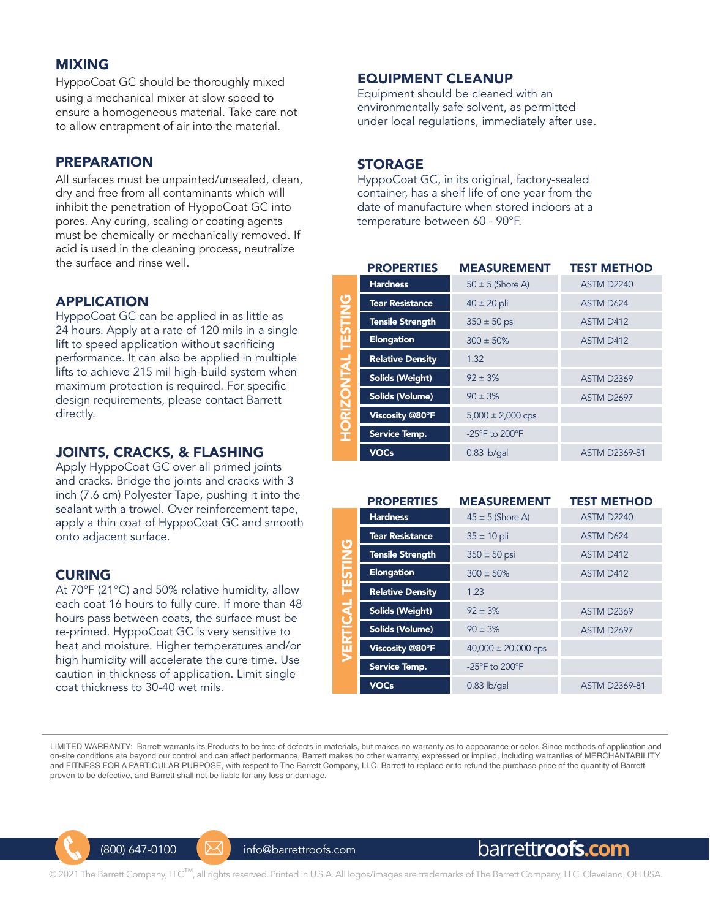## MIXING

HyppoCoat GC should be thoroughly mixed using a mechanical mixer at slow speed to ensure a homogeneous material. Take care not to allow entrapment of air into the material.

## PREPARATION

All surfaces must be unpainted/unsealed, clean, dry and free from all contaminants which will inhibit the penetration of HyppoCoat GC into pores. Any curing, scaling or coating agents must be chemically or mechanically removed. If acid is used in the cleaning process, neutralize the surface and rinse well.

## APPLICATION

HyppoCoat GC can be applied in as little as 24 hours. Apply at a rate of 120 mils in a single lift to speed application without sacrificing performance. It can also be applied in multiple lifts to achieve 215 mil high-build system when maximum protection is required. For specific design requirements, please contact Barrett directly.

## JOINTS, CRACKS, & FLASHING

Apply HyppoCoat GC over all primed joints and cracks. Bridge the joints and cracks with 3 inch (7.6 cm) Polyester Tape, pushing it into the sealant with a trowel. Over reinforcement tape, apply a thin coat of HyppoCoat GC and smooth onto adjacent surface.

## CURING

At 70°F (21°C) and 50% relative humidity, allow each coat 16 hours to fully cure. If more than 48 hours pass between coats, the surface must be re-primed. HyppoCoat GC is very sensitive to heat and moisture. Higher temperatures and/or high humidity will accelerate the cure time. Use caution in thickness of application. Limit single coat thickness to 30-40 wet mils.

## EQUIPMENT CLEANUP

Equipment should be cleaned with an environmentally safe solvent, as permitted under local regulations, immediately after use.

## STORAGE

HyppoCoat GC, in its original, factory-sealed container, has a shelf life of one year from the date of manufacture when stored indoors at a temperature between 60 - 90°F.

### HORIZONTAL TESTING

| PROPERTIES | MEASUREMENT | TEST METHOD |
|---|---|---|
| Hardness | 50 ± 5 (Shore A) | ASTM D2240 |
| Tear Resistance | 40 ± 20 pli | ASTM D624 |
| Tensile Strength | 350 ± 50 psi | ASTM D412 |
| Elongation | 300 ± 50% | ASTM D412 |
| Relative Density | 1.32 | |
| Solids (Weight) | 92 ± 3% | ASTM D2369 |
| Solids (Volume) | 90 ± 3% | ASTM D2697 |
| Viscosity @80°F | 5,000 ± 2,000 cps | |
| Service Temp. | -25°F to 200°F | |
| VOCs | 0.83 lb/gal | ASTM D2369-81 |

### VERTICAL TESTING

| PROPERTIES | MEASUREMENT | TEST METHOD |
|---|---|---|
| Hardness | 45 ± 5 (Shore A) | ASTM D2240 |
| Tear Resistance | 35 ± 10 pli | ASTM D624 |
| Tensile Strength | 350 ± 50 psi | ASTM D412 |
| Elongation | 300 ± 50% | ASTM D412 |
| Relative Density | 1.23 | |
| Solids (Weight) | 92 ± 3% | ASTM D2369 |
| Solids (Volume) | 90 ± 3% | ASTM D2697 |
| Viscosity @80°F | 40,000 ± 20,000 cps | |
| Service Temp. | -25°F to 200°F | |
| VOCs | 0.83 lb/gal | ASTM D2369-81 |

LIMITED WARRANTY: Barrett warrants its Products to be free of defects in materials, but makes no warranty as to appearance or color. Since methods of application and on-site conditions are beyond our control and can affect performance, Barrett makes no other warranty, expressed or implied, including warranties of MERCHANTABILITY and FITNESS FOR A PARTICULAR PURPOSE, with respect to The Barrett Company, LLC. Barrett to replace or to refund the purchase price of the quantity of Barrett proven to be defective, and Barrett shall not be liable for any loss or damage.

(800) 647-0100 info@barrettroofs.com barrettroofs.com

© 2021 The Barrett Company, LLC™, all rights reserved. Printed in U.S.A. All logos/images are trademarks of The Barrett Company, LLC. Cleveland, OH USA.